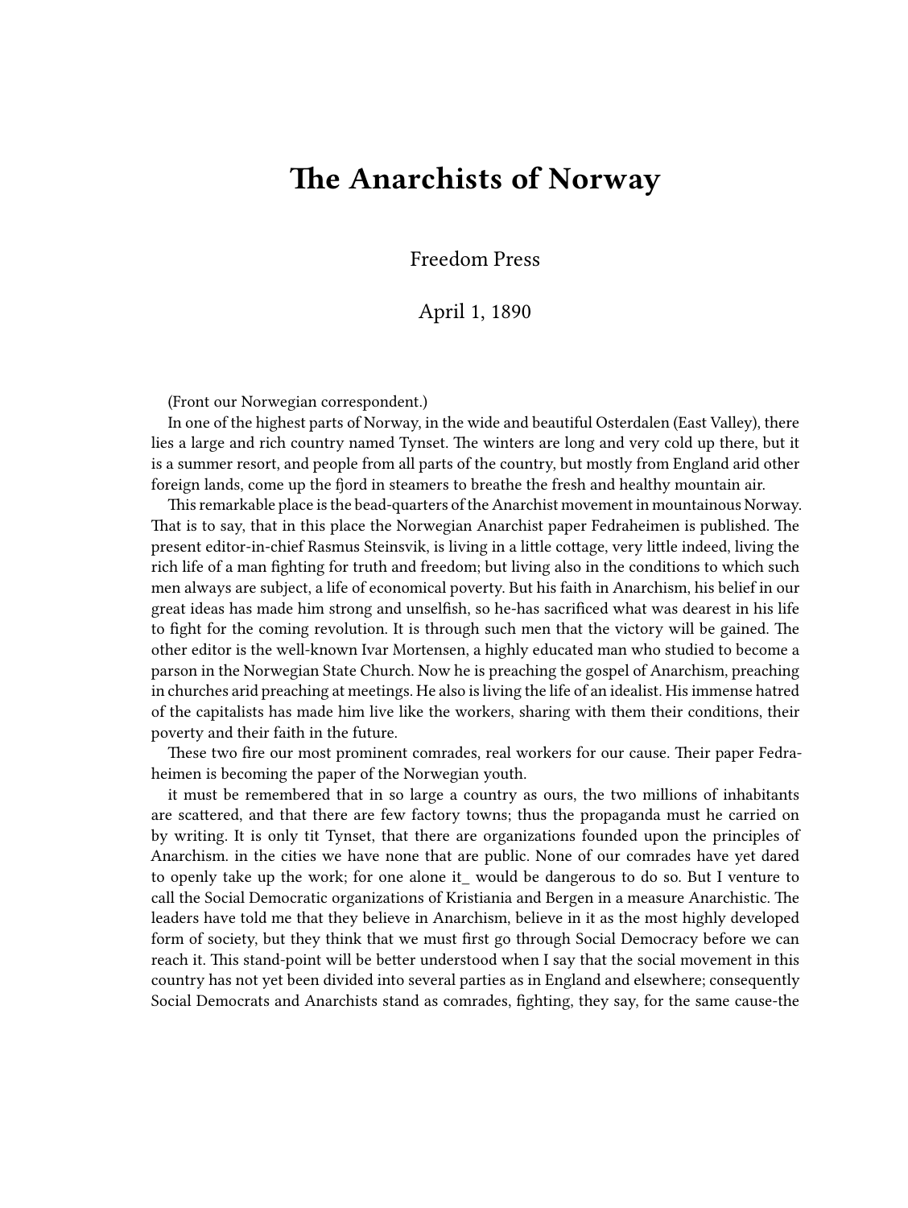# The Anarchists of Norway

Freedom Press

April 1, 1890

(Front our Norwegian correspondent.)

In one of the highest parts of Norway, in the wide and beautiful Osterdalen (East Valley), there lies a large and rich country named Tynset. The winters are long and very cold up there, but it is a summer resort, and people from all parts of the country, but mostly from England arid other foreign lands, come up the fjord in steamers to breathe the fresh and healthy mountain air.

This remarkable place is the bead-quarters of the Anarchist movement in mountainous Norway. That is to say, that in this place the Norwegian Anarchist paper Fedraheimen is published. The present editor-in-chief Rasmus Steinsvik, is living in a little cottage, very little indeed, living the rich life of a man fighting for truth and freedom; but living also in the conditions to which such men always are subject, a life of economical poverty. But his faith in Anarchism, his belief in our great ideas has made him strong and unselfish, so he-has sacrificed what was dearest in his life to fight for the coming revolution. It is through such men that the victory will be gained. The other editor is the well-known Ivar Mortensen, a highly educated man who studied to become a parson in the Norwegian State Church. Now he is preaching the gospel of Anarchism, preaching in churches arid preaching at meetings. He also is living the life of an idealist. His immense hatred of the capitalists has made him live like the workers, sharing with them their conditions, their poverty and their faith in the future.

These two fire our most prominent comrades, real workers for our cause. Their paper Fedraheimen is becoming the paper of the Norwegian youth.

it must be remembered that in so large a country as ours, the two millions of inhabitants are scattered, and that there are few factory towns; thus the propaganda must he carried on by writing. It is only tit Tynset, that there are organizations founded upon the principles of Anarchism. in the cities we have none that are public. None of our comrades have yet dared to openly take up the work; for one alone it_ would be dangerous to do so. But I venture to call the Social Democratic organizations of Kristiania and Bergen in a measure Anarchistic. The leaders have told me that they believe in Anarchism, believe in it as the most highly developed form of society, but they think that we must first go through Social Democracy before we can reach it. This stand-point will be better understood when I say that the social movement in this country has not yet been divided into several parties as in England and elsewhere; consequently Social Democrats and Anarchists stand as comrades, fighting, they say, for the same cause-the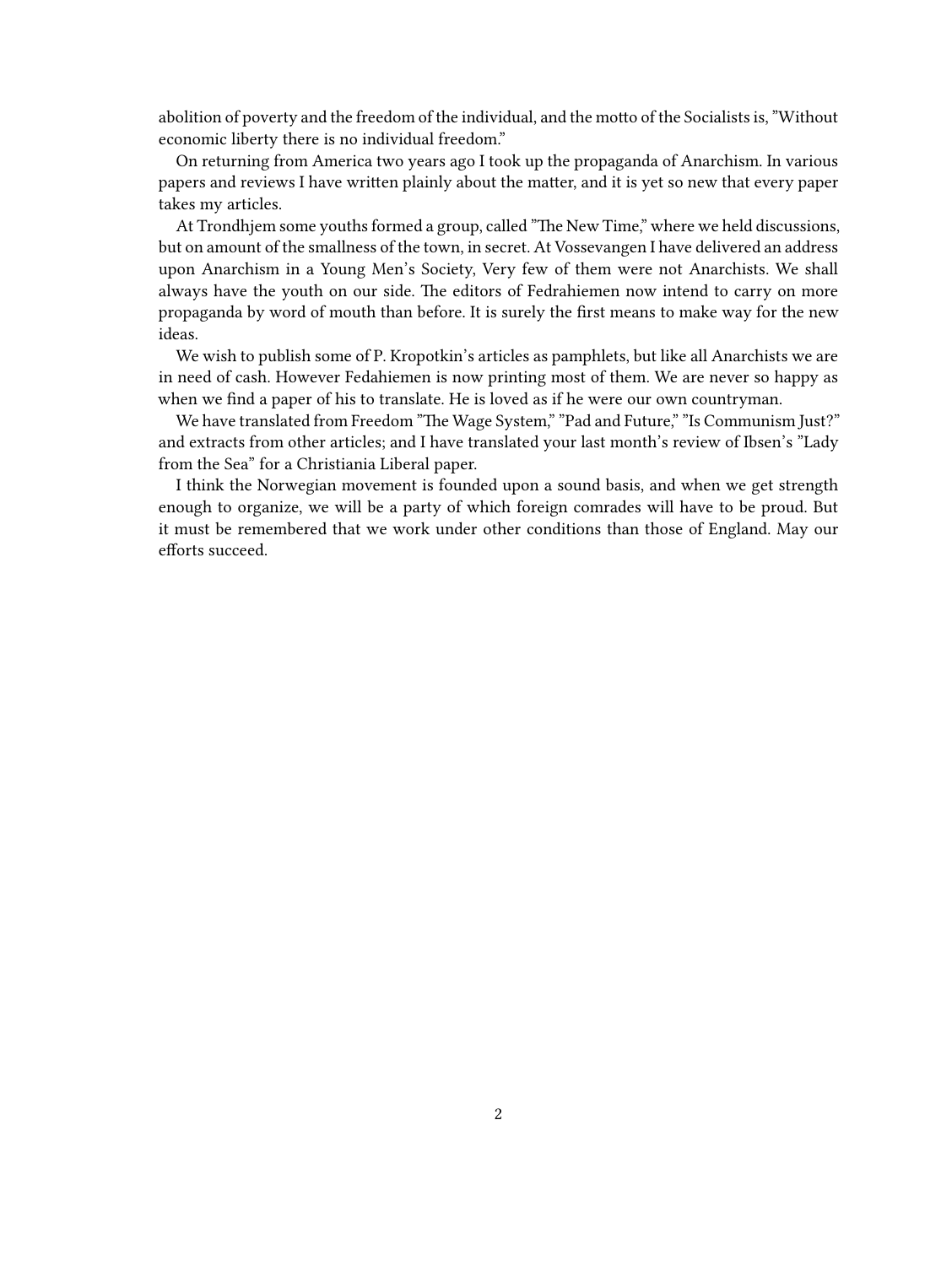abolition of poverty and the freedom of the individual, and the motto of the Socialists is, "Without economic liberty there is no individual freedom."

On returning from America two years ago I took up the propaganda of Anarchism. In various papers and reviews I have written plainly about the matter, and it is yet so new that every paper takes my articles.

At Trondhjem some youths formed a group, called "The New Time," where we held discussions, but on amount of the smallness of the town, in secret. At Vossevangen I have delivered an address upon Anarchism in a Young Men's Society, Very few of them were not Anarchists. We shall always have the youth on our side. The editors of Fedrahiemen now intend to carry on more propaganda by word of mouth than before. It is surely the first means to make way for the new ideas.

We wish to publish some of P. Kropotkin's articles as pamphlets, but like all Anarchists we are in need of cash. However Fedahiemen is now printing most of them. We are never so happy as when we find a paper of his to translate. He is loved as if he were our own countryman.

We have translated from Freedom "The Wage System," "Pad and Future," "Is Communism Just?" and extracts from other articles; and I have translated your last month's review of Ibsen's "Lady from the Sea" for a Christiania Liberal paper.

I think the Norwegian movement is founded upon a sound basis, and when we get strength enough to organize, we will be a party of which foreign comrades will have to be proud. But it must be remembered that we work under other conditions than those of England. May our efforts succeed.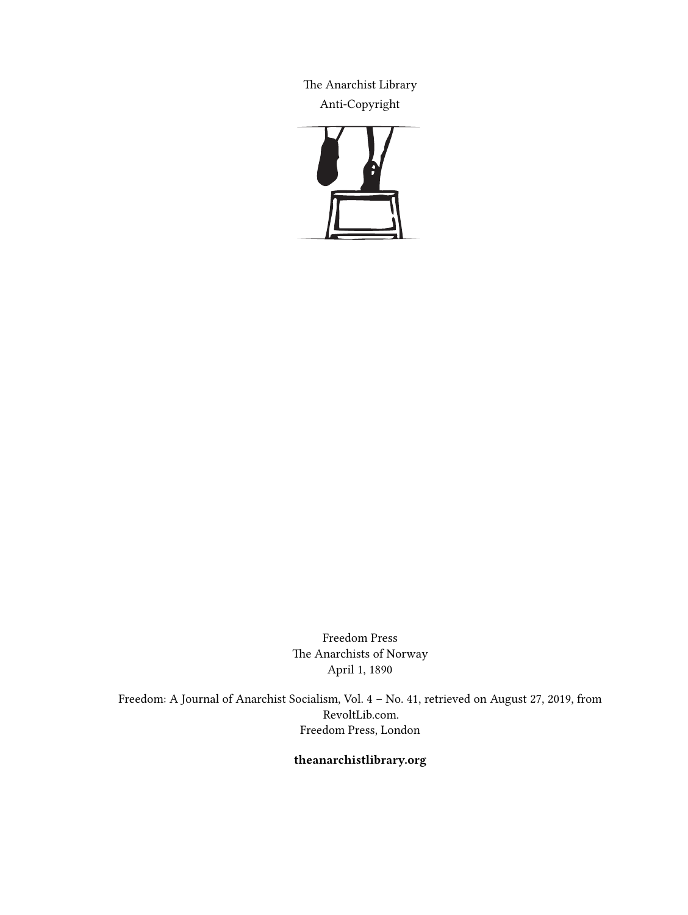The Anarchist Library
Anti-Copyright

Freedom Press
The Anarchists of Norway
April 1, 1890

Freedom: A Journal of Anarchist Socialism, Vol. 4 – No. 41, retrieved on August 27, 2019, from RevoltLib.com.
Freedom Press, London

**theanarchistlibrary.org**